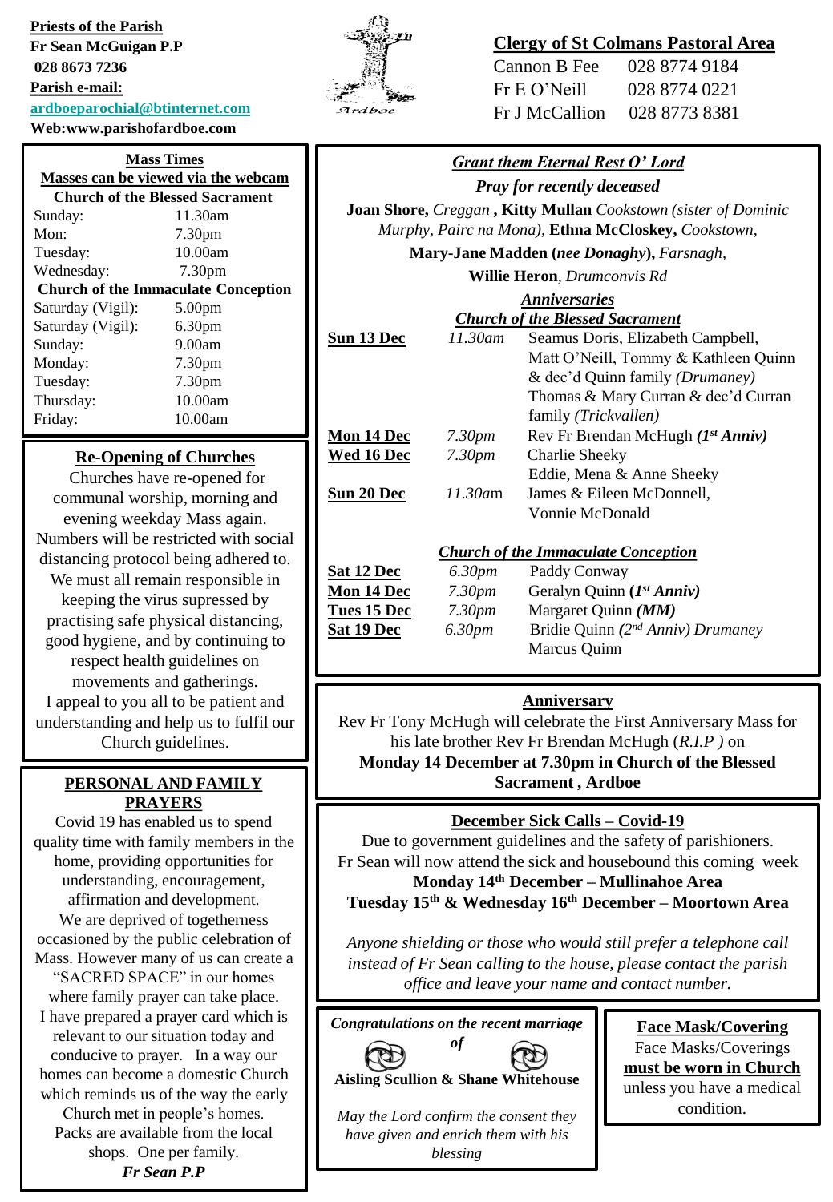**Priests of the Parish**
**Fr Sean McGuigan P.P**
**028 8673 7236**
**Parish e-mail:**
**ardboeparochial@btinternet.com**
**Web:www.parishofardboe.com**

Ardboe

**Clergy of St Colmans Pastoral Area**

| | |
|---|---|
| Cannon B Fee | 028 8774 9184 |
| Fr E O'Neill | 028 8774 0221 |
| Fr J McCallion | 028 8773 8381 |

## Mass Times

**Masses can be viewed via the webcam**

**Church of the Blessed Sacrament**

| | |
|---|---|
| Sunday: | 11.30am |
| Mon: | 7.30pm |
| Tuesday: | 10.00am |
| Wednesday: | 7.30pm |

**Church of the Immaculate Conception**

| | |
|---|---|
| Saturday (Vigil): | 5.00pm |
| Saturday (Vigil): | 6.30pm |
| Sunday: | 9.00am |
| Monday: | 7.30pm |
| Tuesday: | 7.30pm |
| Thursday: | 10.00am |
| Friday: | 10.00am |

## Re-Opening of Churches

Churches have re-opened for communal worship, morning and evening weekday Mass again. Numbers will be restricted with social distancing protocol being adhered to. We must all remain responsible in keeping the virus supressed by practising safe physical distancing, good hygiene, and by continuing to respect health guidelines on movements and gatherings.
I appeal to you all to be patient and understanding and help us to fulfil our Church guidelines.

## PERSONAL AND FAMILY PRAYERS

Covid 19 has enabled us to spend quality time with family members in the home, providing opportunities for understanding, encouragement, affirmation and development.
We are deprived of togetherness occasioned by the public celebration of Mass. However many of us can create a "SACRED SPACE" in our homes where family prayer can take place.
I have prepared a prayer card which is relevant to our situation today and conducive to prayer. In a way our homes can become a domestic Church which reminds us of the way the early Church met in people's homes.
Packs are available from the local shops. One per family.
***Fr Sean P.P***

## *Grant them Eternal Rest O' Lord*

*Pray for recently deceased*

**Joan Shore,** *Creggan* **, Kitty Mullan** *Cookstown (sister of Dominic Murphy, Pairc na Mona),* **Ethna McCloskey,** *Cookstown,* **Mary-Jane Madden (*nee Donaghy*),** *Farsnagh,* **Willie Heron**, *Drumconvis Rd*

### *Anniversaries*

***Church of the Blessed Sacrament***

| | | |
|---|---|---|
| **Sun 13 Dec** | *11.30am* | Seamus Doris, Elizabeth Campbell, Matt O'Neill, Tommy & Kathleen Quinn & dec'd Quinn family *(Drumaney)* Thomas & Mary Curran & dec'd Curran family *(Trickvallen)* |
| **Mon 14 Dec** | *7.30pm* | Rev Fr Brendan McHugh ***(1st Anniv)*** |
| **Wed 16 Dec** | *7.30pm* | Charlie Sheeky, Eddie, Mena & Anne Sheeky |
| **Sun 20 Dec** | *11.30am* | James & Eileen McDonnell, Vonnie McDonald |

***Church of the Immaculate Conception***

| | | |
|---|---|---|
| **Sat 12 Dec** | *6.30pm* | Paddy Conway |
| **Mon 14 Dec** | *7.30pm* | Geralyn Quinn **(*1st Anniv)*** |
| **Tues 15 Dec** | *7.30pm* | Margaret Quinn ***(MM)*** |
| **Sat 19 Dec** | *6.30pm* | Bridie Quinn ***(2nd** Anniv) Drumaney* Marcus Quinn |

## Anniversary

Rev Fr Tony McHugh will celebrate the First Anniversary Mass for his late brother Rev Fr Brendan McHugh (*R.I.P )* on **Monday 14 December at 7.30pm in Church of the Blessed Sacrament , Ardboe**

## December Sick Calls – Covid-19

Due to government guidelines and the safety of parishioners.
Fr Sean will now attend the sick and housebound this coming week
**Monday 14th December – Mullinahoe Area**
**Tuesday 15th & Wednesday 16th December – Moortown Area**

*Anyone shielding or those who would still prefer a telephone call instead of Fr Sean calling to the house, please contact the parish office and leave your name and contact number.*

***Congratulations on the recent marriage of***
**Aisling Scullion & Shane Whitehouse**

*May the Lord confirm the consent they have given and enrich them with his blessing*

## Face Mask/Covering

Face Masks/Coverings **must be worn in Church** unless you have a medical condition.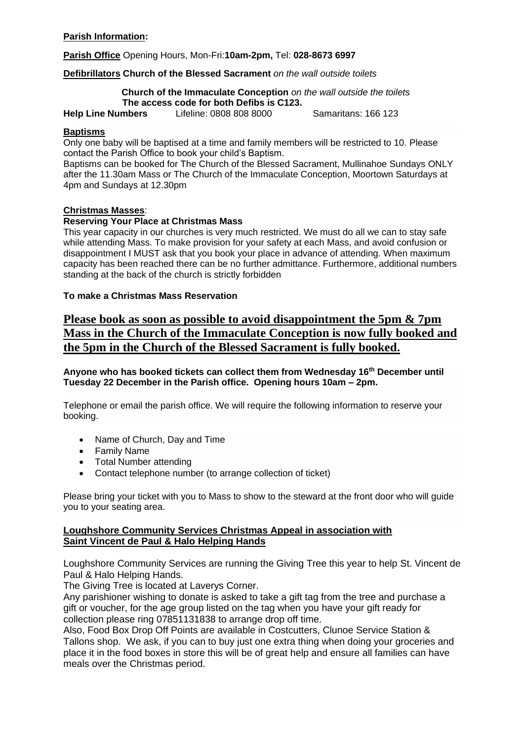**Parish Information:**

**Parish Office** Opening Hours, Mon-Fri:**10am-2pm,** Tel: **028-8673 6997**

**Defibrillators Church of the Blessed Sacrament** *on the wall outside toilets*

**Church of the Immaculate Conception** *on the wall outside the toilets*
**The access code for both Defibs is C123.**

**Help Line Numbers** Lifeline: 0808 808 8000 Samaritans: 166 123

**Baptisms**

Only one baby will be baptised at a time and family members will be restricted to 10. Please contact the Parish Office to book your child's Baptism.

Baptisms can be booked for The Church of the Blessed Sacrament, Mullinahoe Sundays ONLY after the 11.30am Mass or The Church of the Immaculate Conception, Moortown Saturdays at 4pm and Sundays at 12.30pm

**Christmas Masses**:

**Reserving Your Place at Christmas Mass**

This year capacity in our churches is very much restricted. We must do all we can to stay safe while attending Mass. To make provision for your safety at each Mass, and avoid confusion or disappointment I MUST ask that you book your place in advance of attending. When maximum capacity has been reached there can be no further admittance. Furthermore, additional numbers standing at the back of the church is strictly forbidden

**To make a Christmas Mass Reservation**

## Please book as soon as possible to avoid disappointment the 5pm & 7pm Mass in the Church of the Immaculate Conception is now fully booked and the 5pm in the Church of the Blessed Sacrament is fully booked.

**Anyone who has booked tickets can collect them from Wednesday 16th December until Tuesday 22 December in the Parish office. Opening hours 10am – 2pm.**

Telephone or email the parish office. We will require the following information to reserve your booking.

- Name of Church, Day and Time
- Family Name
- Total Number attending
- Contact telephone number (to arrange collection of ticket)

Please bring your ticket with you to Mass to show to the steward at the front door who will guide you to your seating area.

**Loughshore Community Services Christmas Appeal in association with Saint Vincent de Paul & Halo Helping Hands**

Loughshore Community Services are running the Giving Tree this year to help St. Vincent de Paul & Halo Helping Hands.

The Giving Tree is located at Laverys Corner.

Any parishioner wishing to donate is asked to take a gift tag from the tree and purchase a gift or voucher, for the age group listed on the tag when you have your gift ready for collection please ring 07851131838 to arrange drop off time.

Also, Food Box Drop Off Points are available in Costcutters, Clunoe Service Station & Tallons shop. We ask, if you can to buy just one extra thing when doing your groceries and place it in the food boxes in store this will be of great help and ensure all families can have meals over the Christmas period.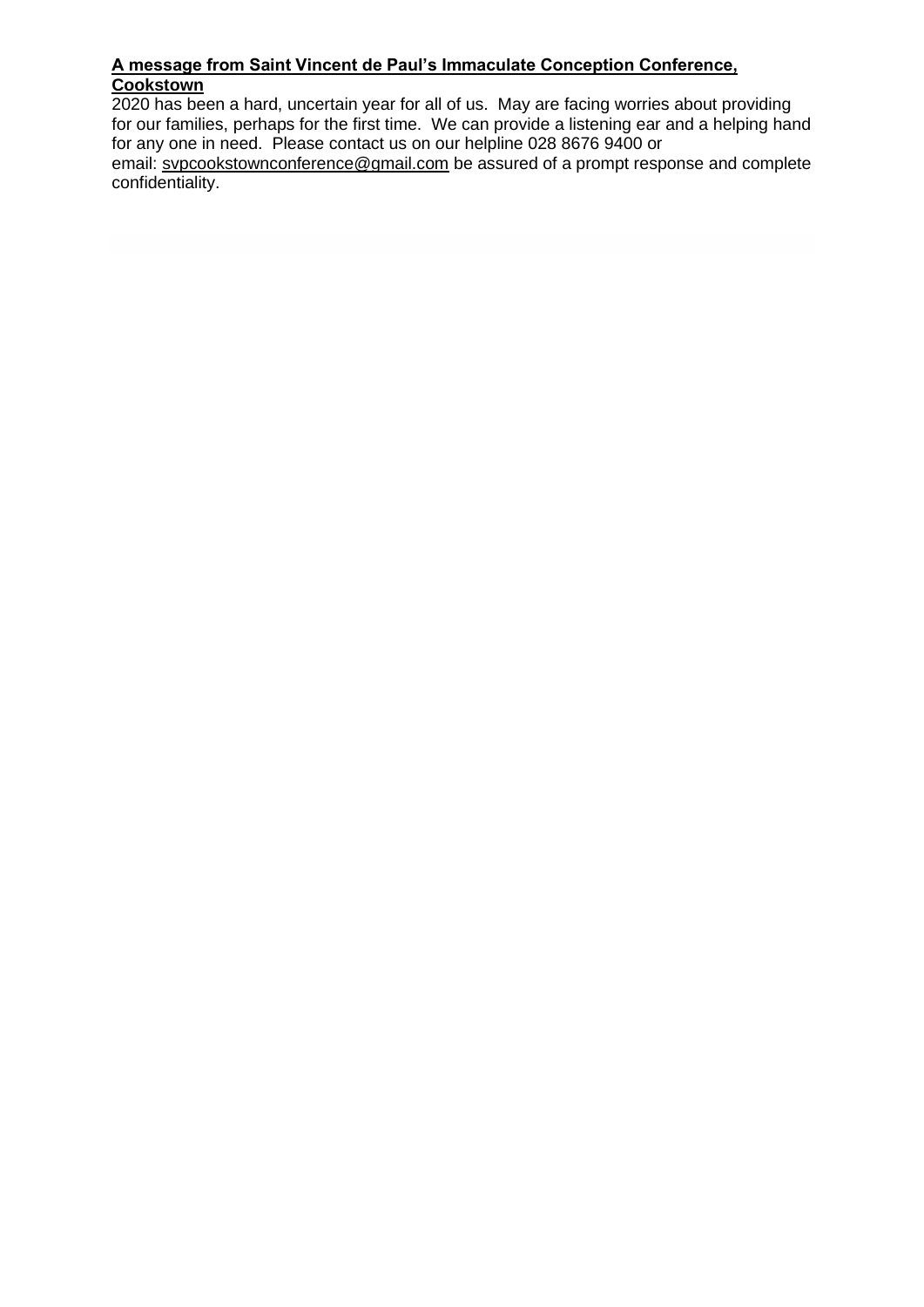**<u>A message from Saint Vincent de Paul's Immaculate Conception Conference, Cookstown</u>**

2020 has been a hard, uncertain year for all of us. May are facing worries about providing for our families, perhaps for the first time. We can provide a listening ear and a helping hand for any one in need. Please contact us on our helpline 028 8676 9400 or email: svpcookstownconference@gmail.com be assured of a prompt response and complete confidentiality.